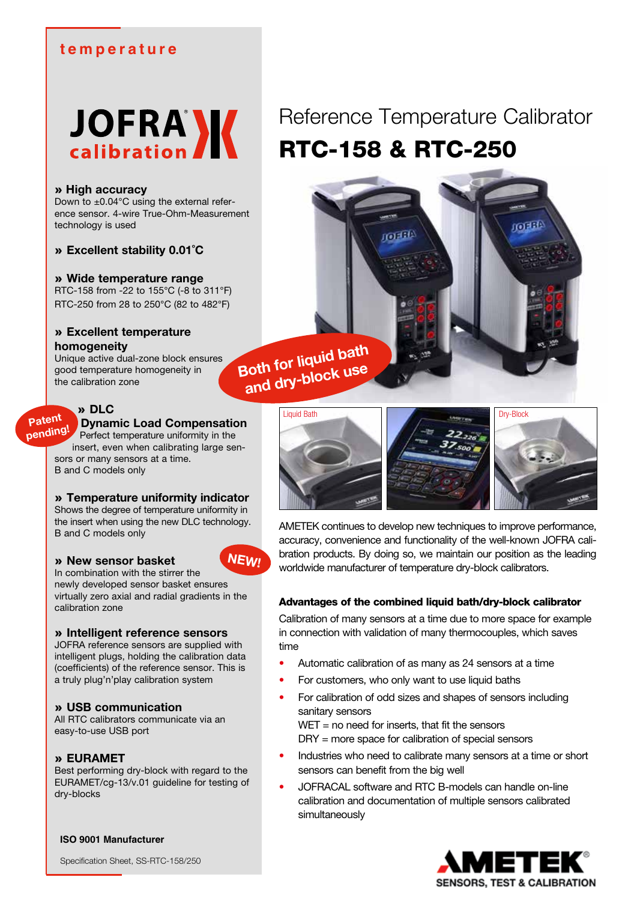temperature

JOFRA calibration

# Reference Temperature Calibrator

# RTC-158 & RTC-250

Both for liquid bath and dry-block use

Liquid Bath

Dry-Block

**» High accuracy**
Down to ±0.04°C using the external reference sensor. 4-wire True-Ohm-Measurement technology is used

**» Excellent stability 0.01˚C**

**» Wide temperature range**
RTC-158 from -22 to 155°C (-8 to 311°F)
RTC-250 from 28 to 250°C (82 to 482°F)

**» Excellent temperature homogeneity**
Unique active dual-zone block ensures good temperature homogeneity in the calibration zone

Patent pending!

**» DLC Dynamic Load Compensation**
Perfect temperature uniformity in the insert, even when calibrating large sensors or many sensors at a time.
B and C models only

**» Temperature uniformity indicator**
Shows the degree of temperature uniformity in the insert when using the new DLC technology.
B and C models only

**» New sensor basket** NEW!
In combination with the stirrer the newly developed sensor basket ensures virtually zero axial and radial gradients in the calibration zone

**» Intelligent reference sensors**
JOFRA reference sensors are supplied with intelligent plugs, holding the calibration data (coefficients) of the reference sensor. This is a truly plug'n'play calibration system

**» USB communication**
All RTC calibrators communicate via an easy-to-use USB port

**» EURAMET**
Best performing dry-block with regard to the EURAMET/cg-13/v.01 guideline for testing of dry-blocks

**ISO 9001 Manufacturer**

Specification Sheet, SS-RTC-158/250

AMETEK continues to develop new techniques to improve performance, accuracy, convenience and functionality of the well-known JOFRA calibration products. By doing so, we maintain our position as the leading worldwide manufacturer of temperature dry-block calibrators.

**Advantages of the combined liquid bath/dry-block calibrator**

Calibration of many sensors at a time due to more space for example in connection with validation of many thermocouples, which saves time

- Automatic calibration of as many as 24 sensors at a time
- For customers, who only want to use liquid baths
- For calibration of odd sizes and shapes of sensors including sanitary sensors
  WET = no need for inserts, that fit the sensors
  DRY = more space for calibration of special sensors
- Industries who need to calibrate many sensors at a time or short sensors can benefit from the big well
- JOFRACAL software and RTC B-models can handle on-line calibration and documentation of multiple sensors calibrated simultaneously

AMETEK
SENSORS, TEST & CALIBRATION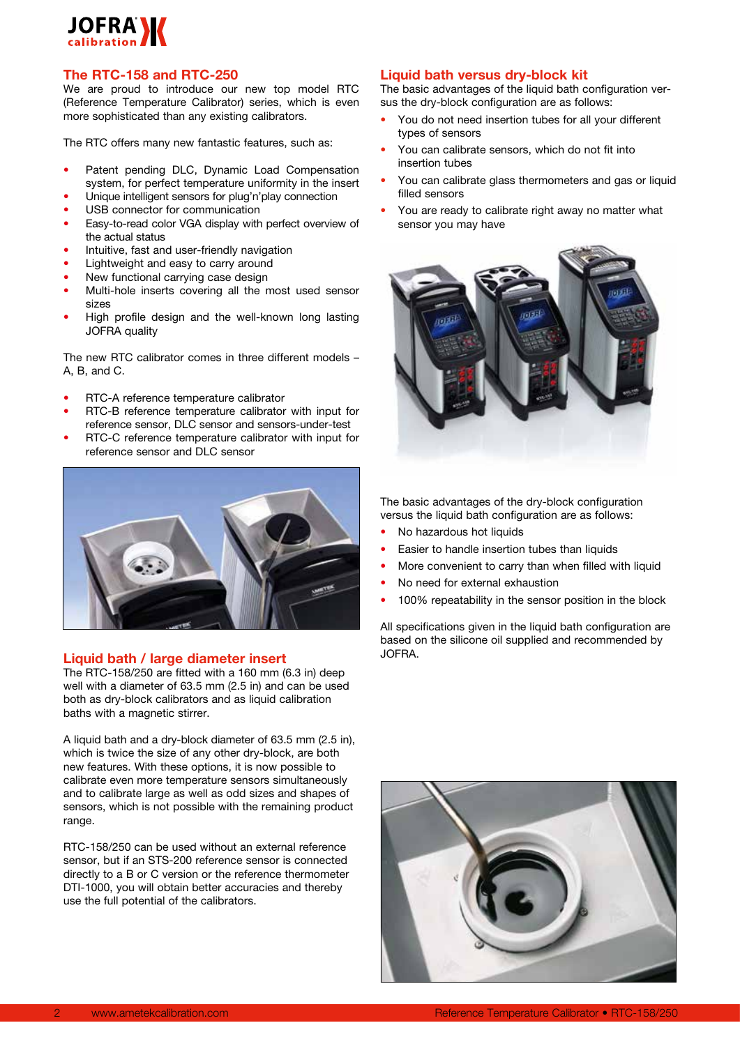## The RTC-158 and RTC-250

We are proud to introduce our new top model RTC (Reference Temperature Calibrator) series, which is even more sophisticated than any existing calibrators.

The RTC offers many new fantastic features, such as:

- Patent pending DLC, Dynamic Load Compensation system, for perfect temperature uniformity in the insert
- Unique intelligent sensors for plug'n'play connection
- USB connector for communication
- Easy-to-read color VGA display with perfect overview of the actual status
- Intuitive, fast and user-friendly navigation
- Lightweight and easy to carry around
- New functional carrying case design
- Multi-hole inserts covering all the most used sensor sizes
- High profile design and the well-known long lasting JOFRA quality

The new RTC calibrator comes in three different models – A, B, and C.

- RTC-A reference temperature calibrator
- RTC-B reference temperature calibrator with input for reference sensor, DLC sensor and sensors-under-test
- RTC-C reference temperature calibrator with input for reference sensor and DLC sensor

## Liquid bath / large diameter insert

The RTC-158/250 are fitted with a 160 mm (6.3 in) deep well with a diameter of 63.5 mm (2.5 in) and can be used both as dry-block calibrators and as liquid calibration baths with a magnetic stirrer.

A liquid bath and a dry-block diameter of 63.5 mm (2.5 in), which is twice the size of any other dry-block, are both new features. With these options, it is now possible to calibrate even more temperature sensors simultaneously and to calibrate large as well as odd sizes and shapes of sensors, which is not possible with the remaining product range.

RTC-158/250 can be used without an external reference sensor, but if an STS-200 reference sensor is connected directly to a B or C version or the reference thermometer DTI-1000, you will obtain better accuracies and thereby use the full potential of the calibrators.

## Liquid bath versus dry-block kit

The basic advantages of the liquid bath configuration versus the dry-block configuration are as follows:

- You do not need insertion tubes for all your different types of sensors
- You can calibrate sensors, which do not fit into insertion tubes
- You can calibrate glass thermometers and gas or liquid filled sensors
- You are ready to calibrate right away no matter what sensor you may have

The basic advantages of the dry-block configuration versus the liquid bath configuration are as follows:

- No hazardous hot liquids
- Easier to handle insertion tubes than liquids
- More convenient to carry than when filled with liquid
- No need for external exhaustion
- 100% repeatability in the sensor position in the block

All specifications given in the liquid bath configuration are based on the silicone oil supplied and recommended by JOFRA.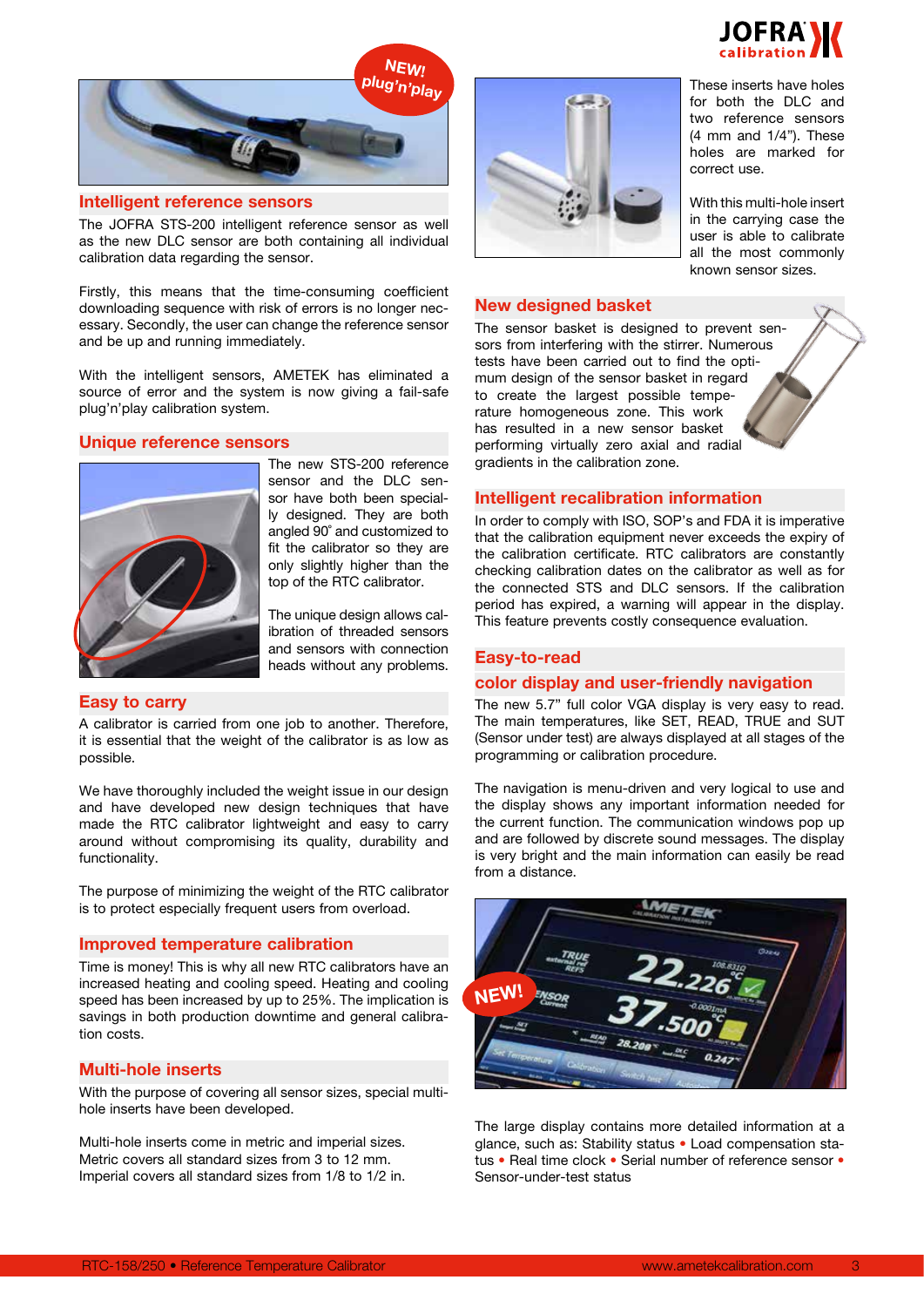## Intelligent reference sensors

The JOFRA STS-200 intelligent reference sensor as well as the new DLC sensor are both containing all individual calibration data regarding the sensor.

Firstly, this means that the time-consuming coefficient downloading sequence with risk of errors is no longer necessary. Secondly, the user can change the reference sensor and be up and running immediately.

With the intelligent sensors, AMETEK has eliminated a source of error and the system is now giving a fail-safe plug'n'play calibration system.

## Unique reference sensors

The new STS-200 reference sensor and the DLC sensor have both been specially designed. They are both angled 90˚ and customized to fit the calibrator so they are only slightly higher than the top of the RTC calibrator.

The unique design allows calibration of threaded sensors and sensors with connection heads without any problems.

## Easy to carry

A calibrator is carried from one job to another. Therefore, it is essential that the weight of the calibrator is as low as possible.

We have thoroughly included the weight issue in our design and have developed new design techniques that have made the RTC calibrator lightweight and easy to carry around without compromising its quality, durability and functionality.

The purpose of minimizing the weight of the RTC calibrator is to protect especially frequent users from overload.

## Improved temperature calibration

Time is money! This is why all new RTC calibrators have an increased heating and cooling speed. Heating and cooling speed has been increased by up to 25%. The implication is savings in both production downtime and general calibration costs.

## Multi-hole inserts

With the purpose of covering all sensor sizes, special multi-hole inserts have been developed.

Multi-hole inserts come in metric and imperial sizes.
Metric covers all standard sizes from 3 to 12 mm.
Imperial covers all standard sizes from 1/8 to 1/2 in.

These inserts have holes for both the DLC and two reference sensors (4 mm and 1/4"). These holes are marked for correct use.

With this multi-hole insert in the carrying case the user is able to calibrate all the most commonly known sensor sizes.

## New designed basket

The sensor basket is designed to prevent sensors from interfering with the stirrer. Numerous tests have been carried out to find the optimum design of the sensor basket in regard to create the largest possible temperature homogeneous zone. This work has resulted in a new sensor basket performing virtually zero axial and radial gradients in the calibration zone.

## Intelligent recalibration information

In order to comply with ISO, SOP's and FDA it is imperative that the calibration equipment never exceeds the expiry of the calibration certificate. RTC calibrators are constantly checking calibration dates on the calibrator as well as for the connected STS and DLC sensors. If the calibration period has expired, a warning will appear in the display. This feature prevents costly consequence evaluation.

## Easy-to-read color display and user-friendly navigation

The new 5.7" full color VGA display is very easy to read. The main temperatures, like SET, READ, TRUE and SUT (Sensor under test) are always displayed at all stages of the programming or calibration procedure.

The navigation is menu-driven and very logical to use and the display shows any important information needed for the current function. The communication windows pop up and are followed by discrete sound messages. The display is very bright and the main information can easily be read from a distance.

The large display contains more detailed information at a glance, such as: Stability status • Load compensation status • Real time clock • Serial number of reference sensor • Sensor-under-test status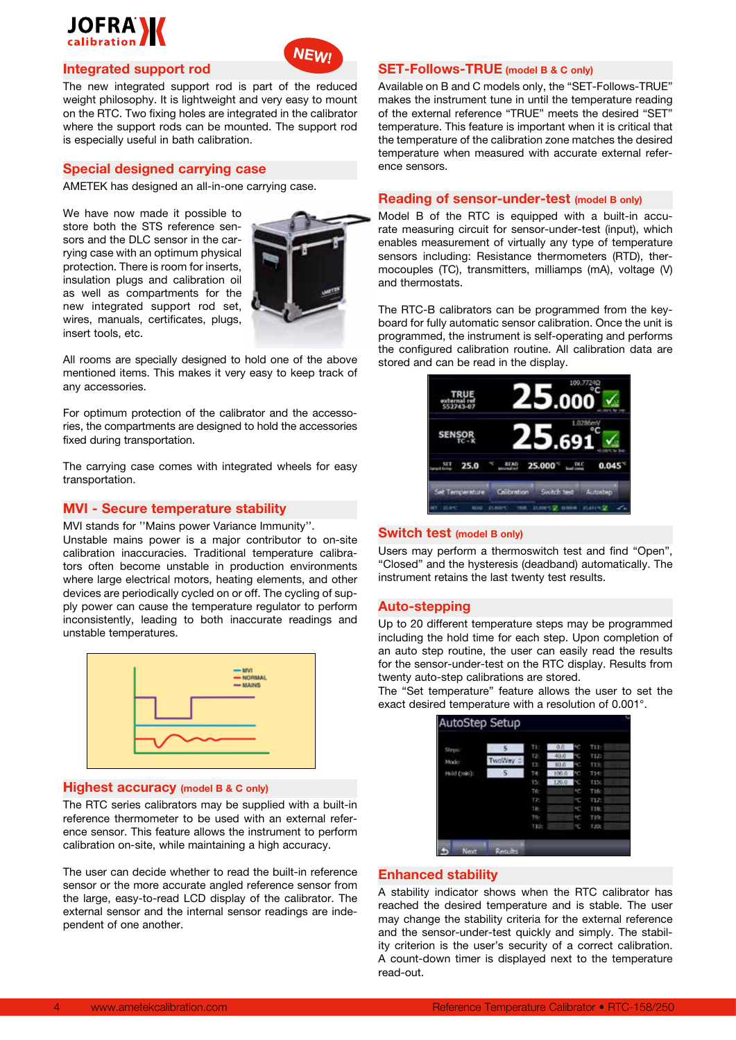## Integrated support rod

NEW!

The new integrated support rod is part of the reduced weight philosophy. It is lightweight and very easy to mount on the RTC. Two fixing holes are integrated in the calibrator where the support rods can be mounted. The support rod is especially useful in bath calibration.

## Special designed carrying case

AMETEK has designed an all-in-one carrying case.

We have now made it possible to store both the STS reference sensors and the DLC sensor in the carrying case with an optimum physical protection. There is room for inserts, insulation plugs and calibration oil as well as compartments for the new integrated support rod set, wires, manuals, certificates, plugs, insert tools, etc.

All rooms are specially designed to hold one of the above mentioned items. This makes it very easy to keep track of any accessories.

For optimum protection of the calibrator and the accessories, the compartments are designed to hold the accessories fixed during transportation.

The carrying case comes with integrated wheels for easy transportation.

## MVI - Secure temperature stability

MVI stands for ''Mains power Variance Immunity''.
Unstable mains power is a major contributor to on-site calibration inaccuracies. Traditional temperature calibrators often become unstable in production environments where large electrical motors, heating elements, and other devices are periodically cycled on or off. The cycling of supply power can cause the temperature regulator to perform inconsistently, leading to both inaccurate readings and unstable temperatures.

## Highest accuracy (model B & C only)

The RTC series calibrators may be supplied with a built-in reference thermometer to be used with an external reference sensor. This feature allows the instrument to perform calibration on-site, while maintaining a high accuracy.

The user can decide whether to read the built-in reference sensor or the more accurate angled reference sensor from the large, easy-to-read LCD display of the calibrator. The external sensor and the internal sensor readings are independent of one another.

## SET-Follows-TRUE (model B & C only)

Available on B and C models only, the "SET-Follows-TRUE" makes the instrument tune in until the temperature reading of the external reference "TRUE" meets the desired "SET" temperature. This feature is important when it is critical that the temperature of the calibration zone matches the desired temperature when measured with accurate external reference sensors.

## Reading of sensor-under-test (model B only)

Model B of the RTC is equipped with a built-in accurate measuring circuit for sensor-under-test (input), which enables measurement of virtually any type of temperature sensors including: Resistance thermometers (RTD), thermocouples (TC), transmitters, milliamps (mA), voltage (V) and thermostats.

The RTC-B calibrators can be programmed from the keyboard for fully automatic sensor calibration. Once the unit is programmed, the instrument is self-operating and performs the configured calibration routine. All calibration data are stored and can be read in the display.

## Switch test (model B only)

Users may perform a thermoswitch test and find "Open", "Closed" and the hysteresis (deadband) automatically. The instrument retains the last twenty test results.

## Auto-stepping

Up to 20 different temperature steps may be programmed including the hold time for each step. Upon completion of an auto step routine, the user can easily read the results for the sensor-under-test on the RTC display. Results from twenty auto-step calibrations are stored.
The "Set temperature" feature allows the user to set the exact desired temperature with a resolution of 0.001°.

## Enhanced stability

A stability indicator shows when the RTC calibrator has reached the desired temperature and is stable. The user may change the stability criteria for the external reference and the sensor-under-test quickly and simply. The stability criterion is the user's security of a correct calibration. A count-down timer is displayed next to the temperature read-out.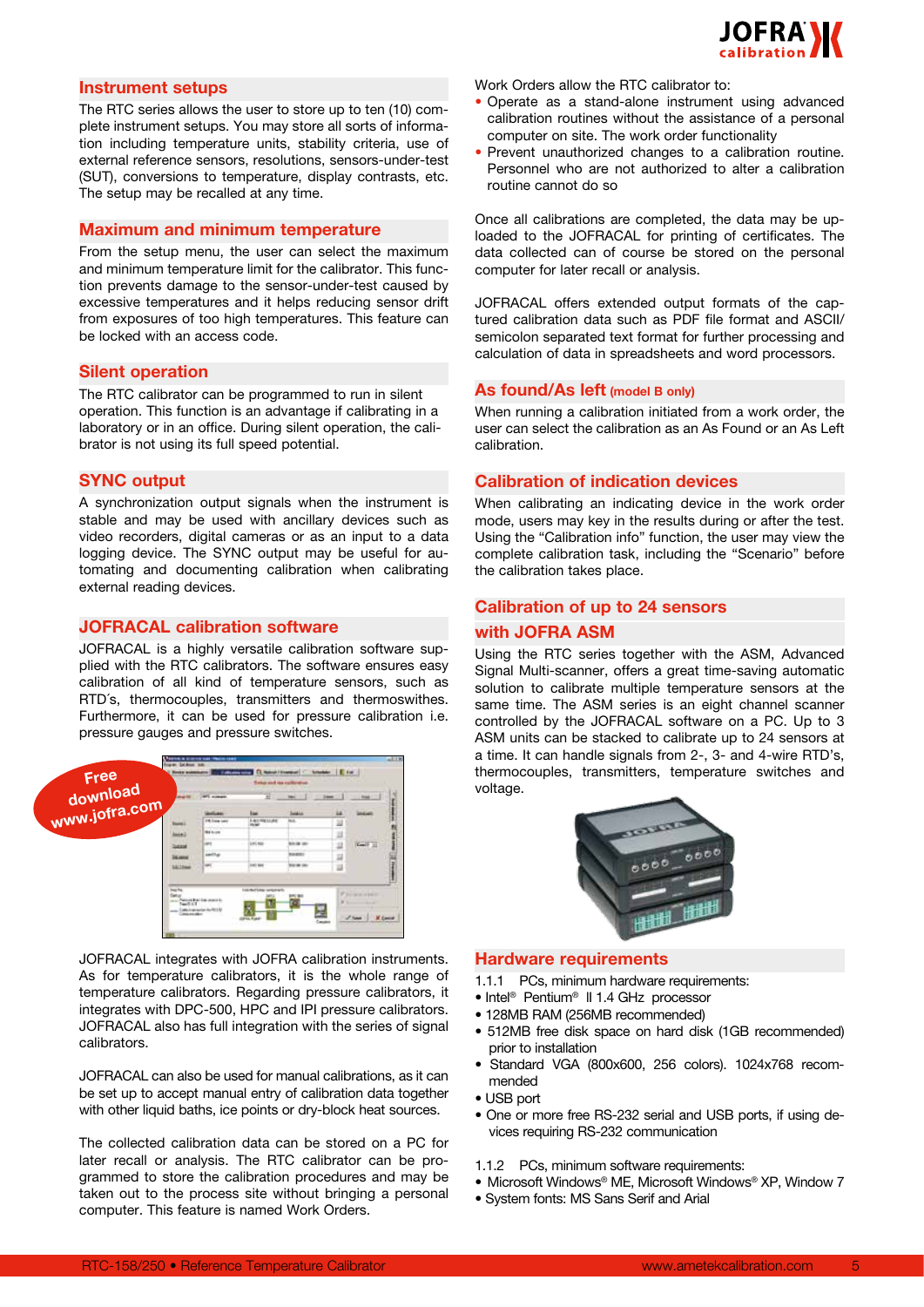## Instrument setups

The RTC series allows the user to store up to ten (10) complete instrument setups. You may store all sorts of information including temperature units, stability criteria, use of external reference sensors, resolutions, sensors-under-test (SUT), conversions to temperature, display contrasts, etc. The setup may be recalled at any time.

## Maximum and minimum temperature

From the setup menu, the user can select the maximum and minimum temperature limit for the calibrator. This function prevents damage to the sensor-under-test caused by excessive temperatures and it helps reducing sensor drift from exposures of too high temperatures. This feature can be locked with an access code.

## Silent operation

The RTC calibrator can be programmed to run in silent operation. This function is an advantage if calibrating in a laboratory or in an office. During silent operation, the calibrator is not using its full speed potential.

## SYNC output

A synchronization output signals when the instrument is stable and may be used with ancillary devices such as video recorders, digital cameras or as an input to a data logging device. The SYNC output may be useful for automating and documenting calibration when calibrating external reading devices.

## JOFRACAL calibration software

JOFRACAL is a highly versatile calibration software supplied with the RTC calibrators. The software ensures easy calibration of all kind of temperature sensors, such as RTD´s, thermocouples, transmitters and thermoswithes. Furthermore, it can be used for pressure calibration i.e. pressure gauges and pressure switches.

Free download www.jofra.com

JOFRACAL integrates with JOFRA calibration instruments. As for temperature calibrators, it is the whole range of temperature calibrators. Regarding pressure calibrators, it integrates with DPC-500, HPC and IPI pressure calibrators. JOFRACAL also has full integration with the series of signal calibrators.

JOFRACAL can also be used for manual calibrations, as it can be set up to accept manual entry of calibration data together with other liquid baths, ice points or dry-block heat sources.

The collected calibration data can be stored on a PC for later recall or analysis. The RTC calibrator can be programmed to store the calibration procedures and may be taken out to the process site without bringing a personal computer. This feature is named Work Orders.

Work Orders allow the RTC calibrator to:

- Operate as a stand-alone instrument using advanced calibration routines without the assistance of a personal computer on site. The work order functionality
- Prevent unauthorized changes to a calibration routine. Personnel who are not authorized to alter a calibration routine cannot do so

Once all calibrations are completed, the data may be uploaded to the JOFRACAL for printing of certificates. The data collected can of course be stored on the personal computer for later recall or analysis.

JOFRACAL offers extended output formats of the captured calibration data such as PDF file format and ASCII/semicolon separated text format for further processing and calculation of data in spreadsheets and word processors.

## As found/As left (model B only)

When running a calibration initiated from a work order, the user can select the calibration as an As Found or an As Left calibration.

## Calibration of indication devices

When calibrating an indicating device in the work order mode, users may key in the results during or after the test. Using the “Calibration info” function, the user may view the complete calibration task, including the “Scenario” before the calibration takes place.

## Calibration of up to 24 sensors with JOFRA ASM

Using the RTC series together with the ASM, Advanced Signal Multi-scanner, offers a great time-saving automatic solution to calibrate multiple temperature sensors at the same time. The ASM series is an eight channel scanner controlled by the JOFRACAL software on a PC. Up to 3 ASM units can be stacked to calibrate up to 24 sensors at a time. It can handle signals from 2-, 3- and 4-wire RTD’s, thermocouples, transmitters, temperature switches and voltage.

## Hardware requirements

1.1.1 PCs, minimum hardware requirements:

- Intel® Pentium® II 1.4 GHz processor
- 128MB RAM (256MB recommended)
- 512MB free disk space on hard disk (1GB recommended) prior to installation
- Standard VGA (800x600, 256 colors). 1024x768 recommended
- USB port
- One or more free RS-232 serial and USB ports, if using devices requiring RS-232 communication

1.1.2 PCs, minimum software requirements:

- Microsoft Windows® ME, Microsoft Windows® XP, Window 7
- System fonts: MS Sans Serif and Arial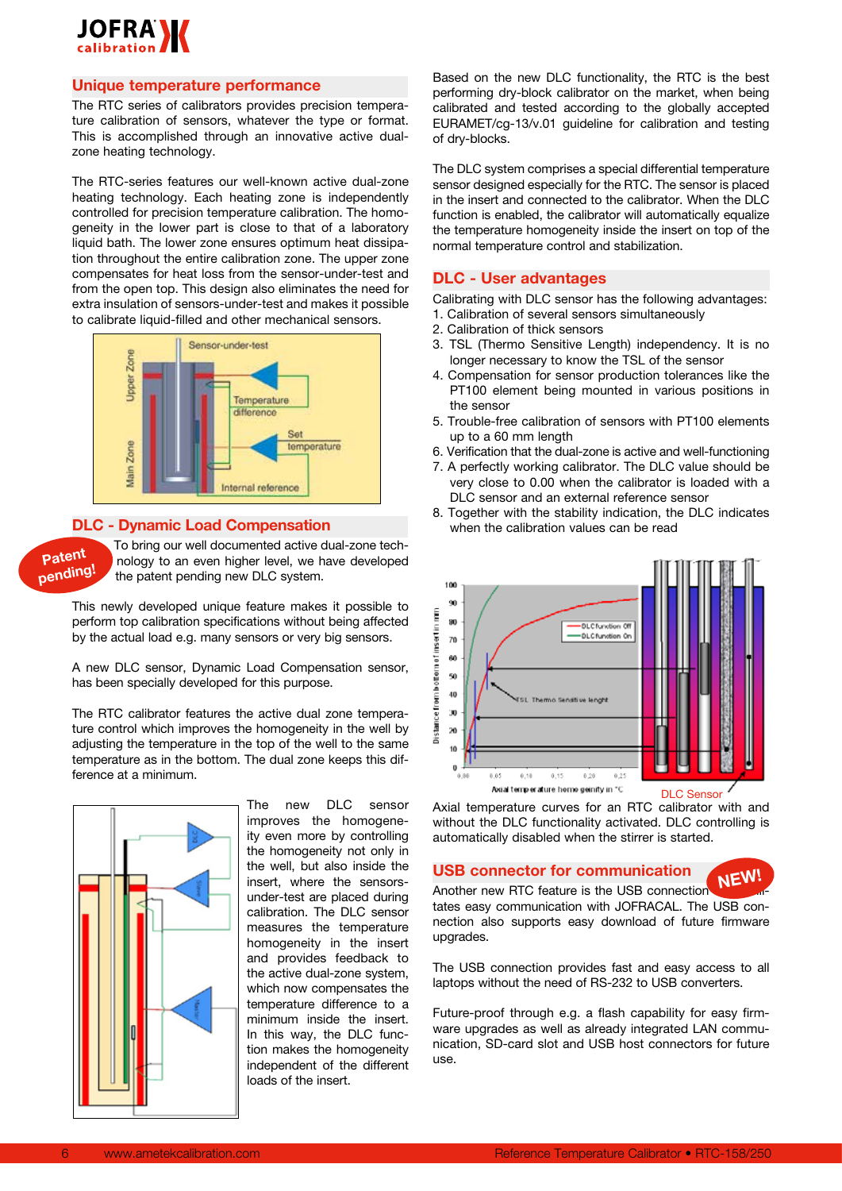## Unique temperature performance

The RTC series of calibrators provides precision temperature calibration of sensors, whatever the type or format. This is accomplished through an innovative active dual-zone heating technology.

The RTC-series features our well-known active dual-zone heating technology. Each heating zone is independently controlled for precision temperature calibration. The homogeneity in the lower part is close to that of a laboratory liquid bath. The lower zone ensures optimum heat dissipation throughout the entire calibration zone. The upper zone compensates for heat loss from the sensor-under-test and from the open top. This design also eliminates the need for extra insulation of sensors-under-test and makes it possible to calibrate liquid-filled and other mechanical sensors.

## DLC - Dynamic Load Compensation

Patent pending!

To bring our well documented active dual-zone technology to an even higher level, we have developed the patent pending new DLC system.

This newly developed unique feature makes it possible to perform top calibration specifications without being affected by the actual load e.g. many sensors or very big sensors.

A new DLC sensor, Dynamic Load Compensation sensor, has been specially developed for this purpose.

The RTC calibrator features the active dual zone temperature control which improves the homogeneity in the well by adjusting the temperature in the top of the well to the same temperature as in the bottom. The dual zone keeps this difference at a minimum.

The new DLC sensor improves the homogeneity even more by controlling the homogeneity not only in the well, but also inside the insert, where the sensors-under-test are placed during calibration. The DLC sensor measures the temperature homogeneity in the insert and provides feedback to the active dual-zone system, which now compensates the temperature difference to a minimum inside the insert. In this way, the DLC function makes the homogeneity independent of the different loads of the insert.

Based on the new DLC functionality, the RTC is the best performing dry-block calibrator on the market, when being calibrated and tested according to the globally accepted EURAMET/cg-13/v.01 guideline for calibration and testing of dry-blocks.

The DLC system comprises a special differential temperature sensor designed especially for the RTC. The sensor is placed in the insert and connected to the calibrator. When the DLC function is enabled, the calibrator will automatically equalize the temperature homogeneity inside the insert on top of the normal temperature control and stabilization.

## DLC - User advantages

Calibrating with DLC sensor has the following advantages:

1. Calibration of several sensors simultaneously
2. Calibration of thick sensors
3. TSL (Thermo Sensitive Length) independency. It is no longer necessary to know the TSL of the sensor
4. Compensation for sensor production tolerances like the PT100 element being mounted in various positions in the sensor
5. Trouble-free calibration of sensors with PT100 elements up to a 60 mm length
6. Verification that the dual-zone is active and well-functioning
7. A perfectly working calibrator. The DLC value should be very close to 0.00 when the calibrator is loaded with a DLC sensor and an external reference sensor
8. Together with the stability indication, the DLC indicates when the calibration values can be read

Axial temperature curves for an RTC calibrator with and without the DLC functionality activated. DLC controlling is automatically disabled when the stirrer is started.

## USB connector for communication

NEW!

Another new RTC feature is the USB connection facilitates easy communication with JOFRACAL. The USB connection also supports easy download of future firmware upgrades.

The USB connection provides fast and easy access to all laptops without the need of RS-232 to USB converters.

Future-proof through e.g. a flash capability for easy firmware upgrades as well as already integrated LAN communication, SD-card slot and USB host connectors for future use.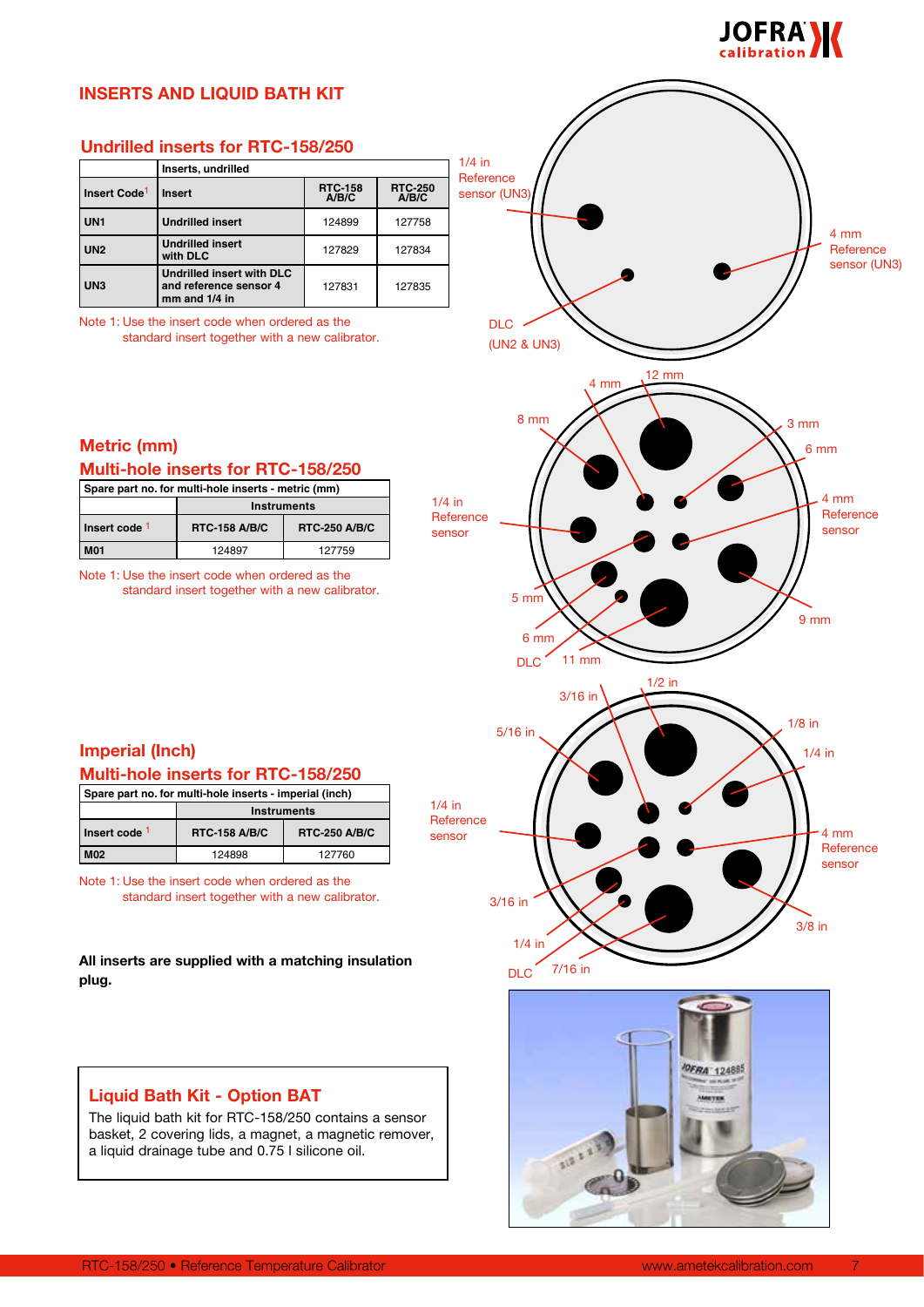## INSERTS AND LIQUID BATH KIT

### Undrilled inserts for RTC-158/250

| | Inserts, undrilled | | |
|---|---|---|---|
| Insert Code[1] | Insert | RTC-158 A/B/C | RTC-250 A/B/C |
| UN1 | Undrilled insert | 124899 | 127758 |
| UN2 | Undrilled insert with DLC | 127829 | 127834 |
| UN3 | Undrilled insert with DLC and reference sensor 4 mm and 1/4 in | 127831 | 127835 |

Note 1: Use the insert code when ordered as the standard insert together with a new calibrator.

1/4 in Reference sensor (UN3)

4 mm Reference sensor (UN3)

DLC (UN2 & UN3)

### Metric (mm)

### Multi-hole inserts for RTC-158/250

| Spare part no. for multi-hole inserts - metric (mm) | | |
|---|---|---|
| | Instruments | |
| Insert code [1] | RTC-158 A/B/C | RTC-250 A/B/C |
| M01 | 124897 | 127759 |

Note 1: Use the insert code when ordered as the standard insert together with a new calibrator.

4 mm, 12 mm, 8 mm, 3 mm, 6 mm, 1/4 in Reference sensor, 4 mm Reference sensor, 5 mm, 9 mm, 6 mm, DLC, 11 mm

### Imperial (Inch)

### Multi-hole inserts for RTC-158/250

| Spare part no. for multi-hole inserts - imperial (inch) | | |
|---|---|---|
| | Instruments | |
| Insert code [1] | RTC-158 A/B/C | RTC-250 A/B/C |
| M02 | 124898 | 127760 |

Note 1: Use the insert code when ordered as the standard insert together with a new calibrator.

1/2 in, 3/16 in, 5/16 in, 1/8 in, 1/4 in, 1/4 in Reference sensor, 4 mm Reference sensor, 3/16 in, 3/8 in, 1/4 in, DLC, 7/16 in

**All inserts are supplied with a matching insulation plug.**

### Liquid Bath Kit - Option BAT

The liquid bath kit for RTC-158/250 contains a sensor basket, 2 covering lids, a magnet, a magnetic remover, a liquid drainage tube and 0.75 l silicone oil.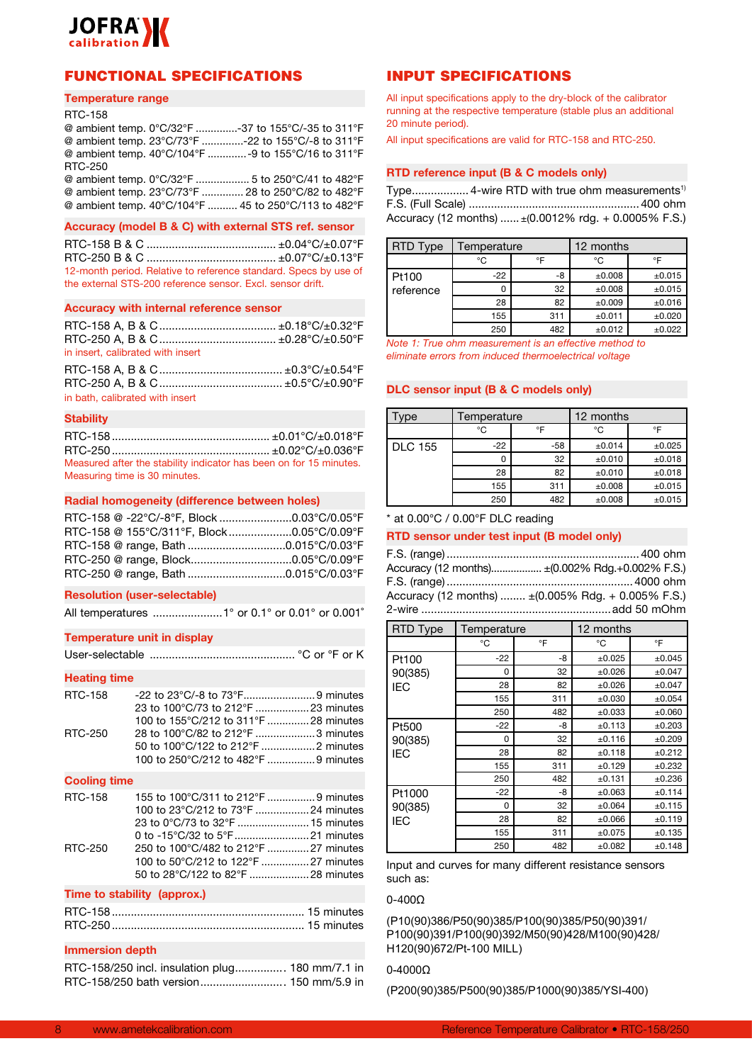JOFRA calibration

## FUNCTIONAL SPECIFICATIONS

### Temperature range

RTC-158
@ ambient temp. 0°C/32°F ..............-37 to 155°C/-35 to 311°F
@ ambient temp. 23°C/73°F ..............-22 to 155°C/-8 to 311°F
@ ambient temp. 40°C/104°F .............-9 to 155°C/16 to 311°F
RTC-250
@ ambient temp. 0°C/32°F .................. 5 to 250°C/41 to 482°F
@ ambient temp. 23°C/73°F .............. 28 to 250°C/82 to 482°F
@ ambient temp. 40°C/104°F .......... 45 to 250°C/113 to 482°F

### Accuracy (model B & C) with external STS ref. sensor

RTC-158 B & C ........................................ ±0.04°C/±0.07°F
RTC-250 B & C ........................................ ±0.07°C/±0.13°F
12-month period. Relative to reference standard. Specs by use of the external STS-200 reference sensor. Excl. sensor drift.

### Accuracy with internal reference sensor

RTC-158 A, B & C..................................... ±0.18°C/±0.32°F
RTC-250 A, B & C..................................... ±0.28°C/±0.50°F
in insert, calibrated with insert

RTC-158 A, B & C....................................... ±0.3°C/±0.54°F
RTC-250 A, B & C....................................... ±0.5°C/±0.90°F
in bath, calibrated with insert

### Stability

RTC-158 ................................................. ±0.01°C/±0.018°F
RTC-250 ................................................. ±0.02°C/±0.036°F
Measured after the stability indicator has been on for 15 minutes. Measuring time is 30 minutes.

### Radial homogeneity (difference between holes)

RTC-158 @ -22°C/-8°F, Block .......................0.03°C/0.05°F
RTC-158 @ 155°C/311°F, Block....................0.05°C/0.09°F
RTC-158 @ range, Bath ...............................0.015°C/0.03°F
RTC-250 @ range, Block................................0.05°C/0.09°F
RTC-250 @ range, Bath ...............................0.015°C/0.03°F

### Resolution (user-selectable)

All temperatures ......................1° or 0.1° or 0.01° or 0.001°

### Temperature unit in display

User-selectable ............................................. °C or °F or K

### Heating time

RTC-158
-22 to 23°C/-8 to 73°F........................9 minutes
23 to 100°C/73 to 212°F ..................23 minutes
100 to 155°C/212 to 311°F .............28 minutes

RTC-250
28 to 100°C/82 to 212°F ....................3 minutes
50 to 100°C/122 to 212°F ..................2 minutes
100 to 250°C/212 to 482°F ................9 minutes

### Cooling time

RTC-158
155 to 100°C/311 to 212°F ................9 minutes
100 to 23°C/212 to 73°F ..................24 minutes
23 to 0°C/73 to 32°F ........................15 minutes
0 to -15°C/32 to 5°F.........................21 minutes

RTC-250
250 to 100°C/482 to 212°F .............27 minutes
100 to 50°C/212 to 122°F ................27 minutes
50 to 28°C/122 to 82°F ....................28 minutes

### Time to stability (approx.)

RTC-158............................................................ 15 minutes
RTC-250............................................................ 15 minutes

### Immersion depth

RTC-158/250 incl. insulation plug................ 180 mm/7.1 in
RTC-158/250 bath version........................... 150 mm/5.9 in

## INPUT SPECIFICATIONS

All input specifications apply to the dry-block of the calibrator running at the respective temperature (stable plus an additional 20 minute period).

All input specifications are valid for RTC-158 and RTC-250.

### RTD reference input (B & C models only)

Type.................. 4-wire RTD with true ohm measurements[1]
F.S. (Full Scale) ..................................................... 400 ohm
Accuracy (12 months) ...... ±(0.0012% rdg. + 0.0005% F.S.)

| RTD Type | Temperature | | 12 months | |
|---|---|---|---|---|
| | °C | °F | °C | °F |
| Pt100 reference | -22 | -8 | ±0.008 | ±0.015 |
| | 0 | 32 | ±0.008 | ±0.015 |
| | 28 | 82 | ±0.009 | ±0.016 |
| | 155 | 311 | ±0.011 | ±0.020 |
| | 250 | 482 | ±0.012 | ±0.022 |

*Note 1: True ohm measurement is an effective method to eliminate errors from induced thermoelectrical voltage*

### DLC sensor input (B & C models only)

| Type | Temperature | | 12 months | |
|---|---|---|---|---|
| | °C | °F | °C | °F |
| DLC 155 | -22 | -58 | ±0.014 | ±0.025 |
| | 0 | 32 | ±0.010 | ±0.018 |
| | 28 | 82 | ±0.010 | ±0.018 |
| | 155 | 311 | ±0.008 | ±0.015 |
| | 250 | 482 | ±0.008 | ±0.015 |

* at 0.00°C / 0.00°F DLC reading

### RTD sensor under test input (B model only)

F.S. (range)............................................................ 400 ohm
Accuracy (12 months)................. ±(0.002% Rdg.+0.002% F.S.)
F.S. (range)........................................................... 4000 ohm
Accuracy (12 months) ........ ±(0.005% Rdg. + 0.005% F.S.)
2-wire ........................................................... add 50 mOhm

| RTD Type | Temperature | | 12 months | |
|---|---|---|---|---|
| | °C | °F | °C | °F |
| Pt100 90(385) IEC | -22 | -8 | ±0.025 | ±0.045 |
| | 0 | 32 | ±0.026 | ±0.047 |
| | 28 | 82 | ±0.026 | ±0.047 |
| | 155 | 311 | ±0.030 | ±0.054 |
| | 250 | 482 | ±0.033 | ±0.060 |
| Pt500 90(385) IEC | -22 | -8 | ±0.113 | ±0.203 |
| | 0 | 32 | ±0.116 | ±0.209 |
| | 28 | 82 | ±0.118 | ±0.212 |
| | 155 | 311 | ±0.129 | ±0.232 |
| | 250 | 482 | ±0.131 | ±0.236 |
| Pt1000 90(385) IEC | -22 | -8 | ±0.063 | ±0.114 |
| | 0 | 32 | ±0.064 | ±0.115 |
| | 28 | 82 | ±0.066 | ±0.119 |
| | 155 | 311 | ±0.075 | ±0.135 |
| | 250 | 482 | ±0.082 | ±0.148 |

Input and curves for many different resistance sensors such as:

0-400Ω

(P10(90)386/P50(90)385/P100(90)385/P50(90)391/P100(90)391/P100(90)392/M50(90)428/M100(90)428/H120(90)672/Pt-100 MILL)

0-4000Ω

(P200(90)385/P500(90)385/P1000(90)385/YSI-400)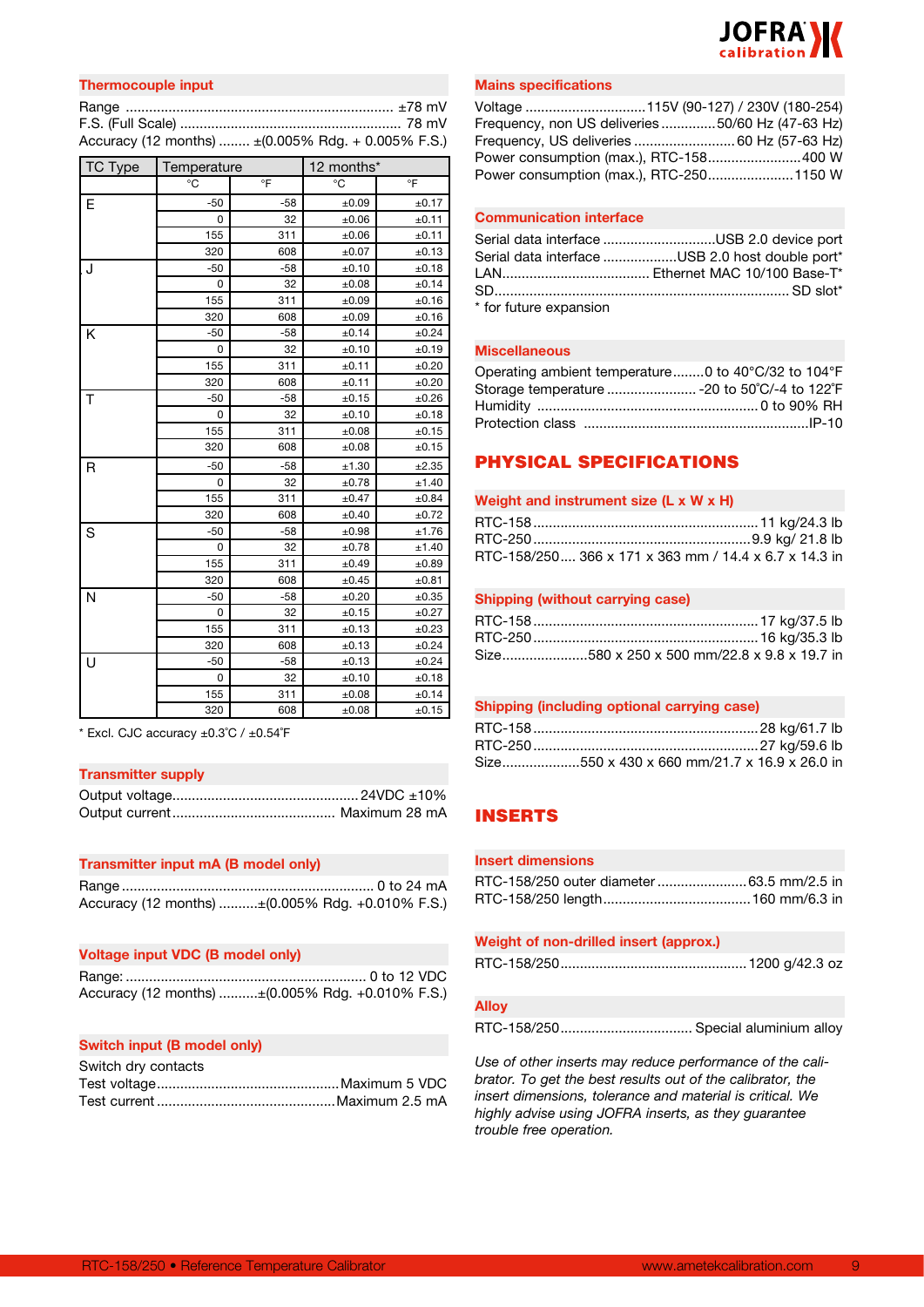### Thermocouple input

Range ..................................................................... ±78 mV
F.S. (Full Scale) ........................................................ 78 mV
Accuracy (12 months) ........ ±(0.005% Rdg. + 0.005% F.S.)

| TC Type | Temperature | | 12 months* | |
|---|---|---|---|---|
| | °C | °F | °C | °F |
| E | -50 | -58 | ±0.09 | ±0.17 |
| | 0 | 32 | ±0.06 | ±0.11 |
| | 155 | 311 | ±0.06 | ±0.11 |
| | 320 | 608 | ±0.07 | ±0.13 |
| J | -50 | -58 | ±0.10 | ±0.18 |
| | 0 | 32 | ±0.08 | ±0.14 |
| | 155 | 311 | ±0.09 | ±0.16 |
| | 320 | 608 | ±0.09 | ±0.16 |
| K | -50 | -58 | ±0.14 | ±0.24 |
| | 0 | 32 | ±0.10 | ±0.19 |
| | 155 | 311 | ±0.11 | ±0.20 |
| | 320 | 608 | ±0.11 | ±0.20 |
| T | -50 | -58 | ±0.15 | ±0.26 |
| | 0 | 32 | ±0.10 | ±0.18 |
| | 155 | 311 | ±0.08 | ±0.15 |
| | 320 | 608 | ±0.08 | ±0.15 |
| R | -50 | -58 | ±1.30 | ±2.35 |
| | 0 | 32 | ±0.78 | ±1.40 |
| | 155 | 311 | ±0.47 | ±0.84 |
| | 320 | 608 | ±0.40 | ±0.72 |
| S | -50 | -58 | ±0.98 | ±1.76 |
| | 0 | 32 | ±0.78 | ±1.40 |
| | 155 | 311 | ±0.49 | ±0.89 |
| | 320 | 608 | ±0.45 | ±0.81 |
| N | -50 | -58 | ±0.20 | ±0.35 |
| | 0 | 32 | ±0.15 | ±0.27 |
| | 155 | 311 | ±0.13 | ±0.23 |
| | 320 | 608 | ±0.13 | ±0.24 |
| U | -50 | -58 | ±0.13 | ±0.24 |
| | 0 | 32 | ±0.10 | ±0.18 |
| | 155 | 311 | ±0.08 | ±0.14 |
| | 320 | 608 | ±0.08 | ±0.15 |

* Excl. CJC accuracy ±0.3˚C / ±0.54˚F

### Transmitter supply

Output voltage................................................ 24VDC ±10%
Output current.......................................... Maximum 28 mA

### Transmitter input mA (B model only)

Range .................................................................. 0 to 24 mA
Accuracy (12 months) ..........±(0.005% Rdg. +0.010% F.S.)

### Voltage input VDC (B model only)

Range: ............................................................. 0 to 12 VDC
Accuracy (12 months) ..........±(0.005% Rdg. +0.010% F.S.)

### Switch input (B model only)

Switch dry contacts
Test voltage..............................................Maximum 5 VDC
Test current .............................................Maximum 2.5 mA

### Mains specifications

Voltage ..............................115V (90-127) / 230V (180-254)
Frequency, non US deliveries .............50/60 Hz (47-63 Hz)
Frequency, US deliveries .......................... 60 Hz (57-63 Hz)
Power consumption (max.), RTC-158.......................400 W
Power consumption (max.), RTC-250......................1150 W

### Communication interface

Serial data interface ............................USB 2.0 device port
Serial data interface ...................USB 2.0 host double port*
LAN...................................... Ethernet MAC 10/100 Base-T*
SD........................................................................... SD slot*
* for future expansion

### Miscellaneous

Operating ambient temperature........0 to 40°C/32 to 104°F
Storage temperature ....................... -20 to 50˚C/-4 to 122˚F
Humidity ........................................................ 0 to 90% RH
Protection class .........................................................IP-10

## PHYSICAL SPECIFICATIONS

### Weight and instrument size (L x W x H)

RTC-158 ......................................................... 11 kg/24.3 lb
RTC-250 .........................................................9.9 kg/ 21.8 lb
RTC-158/250.... 366 x 171 x 363 mm / 14.4 x 6.7 x 14.3 in

### Shipping (without carrying case)

RTC-158 ......................................................... 17 kg/37.5 lb
RTC-250 ......................................................... 16 kg/35.3 lb
Size......................580 x 250 x 500 mm/22.8 x 9.8 x 19.7 in

### Shipping (including optional carrying case)

RTC-158 ......................................................... 28 kg/61.7 lb
RTC-250 ......................................................... 27 kg/59.6 lb
Size....................550 x 430 x 660 mm/21.7 x 16.9 x 26.0 in

## INSERTS

### Insert dimensions

RTC-158/250 outer diameter .......................63.5 mm/2.5 in
RTC-158/250 length......................................160 mm/6.3 in

### Weight of non-drilled insert (approx.)

RTC-158/250................................................ 1200 g/42.3 oz

### Alloy

RTC-158/250.................................. Special aluminium alloy

*Use of other inserts may reduce performance of the calibrator. To get the best results out of the calibrator, the insert dimensions, tolerance and material is critical. We highly advise using JOFRA inserts, as they guarantee trouble free operation.*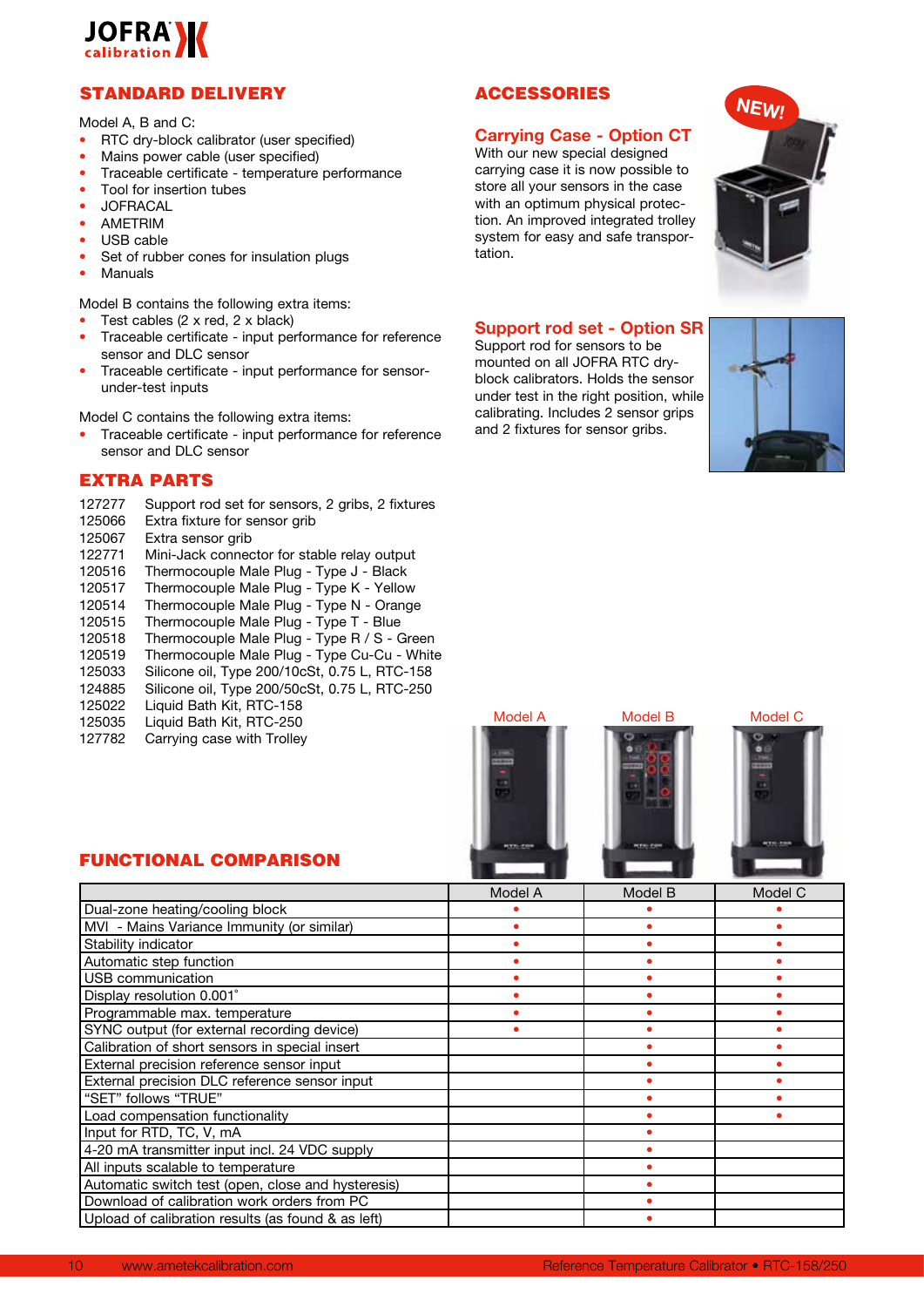## STANDARD DELIVERY

Model A, B and C:

- RTC dry-block calibrator (user specified)
- Mains power cable (user specified)
- Traceable certificate - temperature performance
- Tool for insertion tubes
- JOFRACAL
- AMETRIM
- USB cable
- Set of rubber cones for insulation plugs
- Manuals

Model B contains the following extra items:

- Test cables (2 x red, 2 x black)
- Traceable certificate - input performance for reference sensor and DLC sensor
- Traceable certificate - input performance for sensor-under-test inputs

Model C contains the following extra items:

- Traceable certificate - input performance for reference sensor and DLC sensor

## EXTRA PARTS

| | |
|---|---|
| 127277 | Support rod set for sensors, 2 gribs, 2 fixtures |
| 125066 | Extra fixture for sensor grib |
| 125067 | Extra sensor grib |
| 122771 | Mini-Jack connector for stable relay output |
| 120516 | Thermocouple Male Plug - Type J - Black |
| 120517 | Thermocouple Male Plug - Type K - Yellow |
| 120514 | Thermocouple Male Plug - Type N - Orange |
| 120515 | Thermocouple Male Plug - Type T - Blue |
| 120518 | Thermocouple Male Plug - Type R / S - Green |
| 120519 | Thermocouple Male Plug - Type Cu-Cu - White |
| 125033 | Silicone oil, Type 200/10cSt, 0.75 L, RTC-158 |
| 124885 | Silicone oil, Type 200/50cSt, 0.75 L, RTC-250 |
| 125022 | Liquid Bath Kit, RTC-158 |
| 125035 | Liquid Bath Kit, RTC-250 |
| 127782 | Carrying case with Trolley |

## ACCESSORIES

### Carrying Case - Option CT

NEW!

With our new special designed carrying case it is now possible to store all your sensors in the case with an optimum physical protection. An improved integrated trolley system for easy and safe transportation.

### Support rod set - Option SR

Support rod for sensors to be mounted on all JOFRA RTC dry-block calibrators. Holds the sensor under test in the right position, while calibrating. Includes 2 sensor grips and 2 fixtures for sensor gribs.

Model A Model B Model C

## FUNCTIONAL COMPARISON

| | Model A | Model B | Model C |
|---|---|---|---|
| Dual-zone heating/cooling block | • | • | • |
| MVI - Mains Variance Immunity (or similar) | • | • | • |
| Stability indicator | • | • | • |
| Automatic step function | • | • | • |
| USB communication | • | • | • |
| Display resolution 0.001˚ | • | • | • |
| Programmable max. temperature | • | • | • |
| SYNC output (for external recording device) | • | • | • |
| Calibration of short sensors in special insert | | • | • |
| External precision reference sensor input | | • | • |
| External precision DLC reference sensor input | | • | • |
| “SET” follows “TRUE” | | • | • |
| Load compensation functionality | | • | • |
| Input for RTD, TC, V, mA | | • | |
| 4-20 mA transmitter input incl. 24 VDC supply | | • | |
| All inputs scalable to temperature | | • | |
| Automatic switch test (open, close and hysteresis) | | • | |
| Download of calibration work orders from PC | | • | |
| Upload of calibration results (as found & as left) | | • | |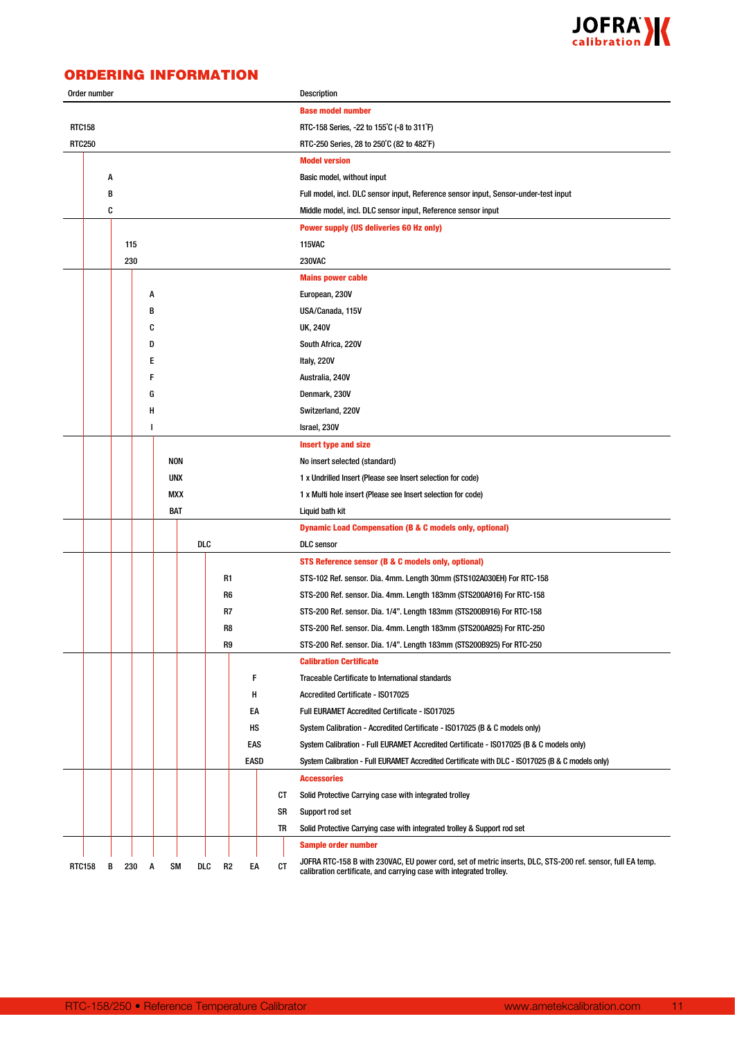# ORDERING INFORMATION

| Order number | Description |
|---|---|
| | **Base model number** |
| RTC158 | RTC-158 Series, -22 to 155˚C (-8 to 311˚F) |
| RTC250 | RTC-250 Series, 28 to 250˚C (82 to 482˚F) |
| | **Model version** |
| A | Basic model, without input |
| B | Full model, incl. DLC sensor input, Reference sensor input, Sensor-under-test input |
| C | Middle model, incl. DLC sensor input, Reference sensor input |
| | **Power supply (US deliveries 60 Hz only)** |
| 115 | 115VAC |
| 230 | 230VAC |
| | **Mains power cable** |
| A | European, 230V |
| B | USA/Canada, 115V |
| C | UK, 240V |
| D | South Africa, 220V |
| E | Italy, 220V |
| F | Australia, 240V |
| G | Denmark, 230V |
| H | Switzerland, 220V |
| I | Israel, 230V |
| | **Insert type and size** |
| NON | No insert selected (standard) |
| UNX | 1 x Undrilled Insert (Please see Insert selection for code) |
| MXX | 1 x Multi hole insert (Please see Insert selection for code) |
| BAT | Liquid bath kit |
| | **Dynamic Load Compensation (B & C models only, optional)** |
| DLC | DLC sensor |
| | **STS Reference sensor (B & C models only, optional)** |
| R1 | STS-102 Ref. sensor. Dia. 4mm. Length 30mm (STS102A030EH) For RTC-158 |
| R6 | STS-200 Ref. sensor. Dia. 4mm. Length 183mm (STS200A916) For RTC-158 |
| R7 | STS-200 Ref. sensor. Dia. 1/4". Length 183mm (STS200B916) For RTC-158 |
| R8 | STS-200 Ref. sensor. Dia. 4mm. Length 183mm (STS200A925) For RTC-250 |
| R9 | STS-200 Ref. sensor. Dia. 1/4". Length 183mm (STS200B925) For RTC-250 |
| | **Calibration Certificate** |
| F | Traceable Certificate to International standards |
| H | Accredited Certificate - ISO17025 |
| EA | Full EURAMET Accredited Certificate - ISO17025 |
| HS | System Calibration - Accredited Certificate - ISO17025 (B & C models only) |
| EAS | System Calibration - Full EURAMET Accredited Certificate - ISO17025 (B & C models only) |
| EASD | System Calibration - Full EURAMET Accredited Certificate with DLC - ISO17025 (B & C models only) |
| | **Accessories** |
| CT | Solid Protective Carrying case with integrated trolley |
| SR | Support rod set |
| TR | Solid Protective Carrying case with integrated trolley & Support rod set |
| | **Sample order number** |
| RTC158 B 230 A SM DLC R2 EA CT | JOFRA RTC-158 B with 230VAC, EU power cord, set of metric inserts, DLC, STS-200 ref. sensor, full EA temp. calibration certificate, and carrying case with integrated trolley. |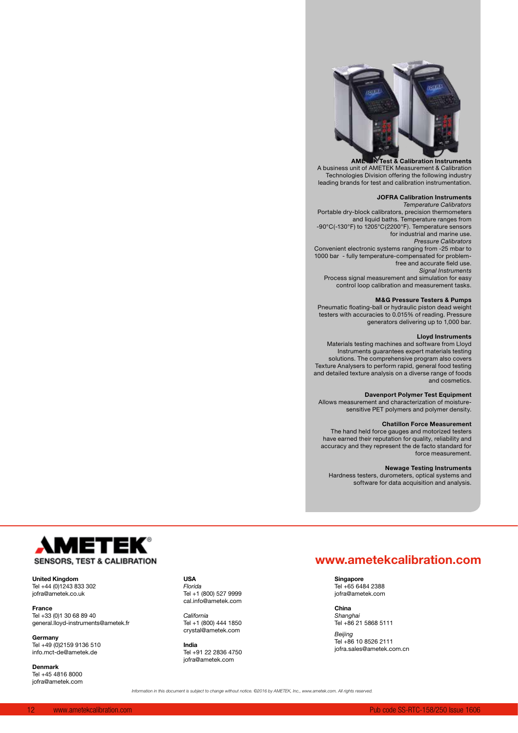**AMETEK Test & Calibration Instruments**
A business unit of AMETEK Measurement & Calibration Technologies Division offering the following industry leading brands for test and calibration instrumentation.

**JOFRA Calibration Instruments**
*Temperature Calibrators*
Portable dry-block calibrators, precision thermometers and liquid baths. Temperature ranges from -90°C(-130°F) to 1205°C(2200°F). Temperature sensors for industrial and marine use.
*Pressure Calibrators*
Convenient electronic systems ranging from -25 mbar to 1000 bar - fully temperature-compensated for problem-free and accurate field use.
*Signal Instruments*
Process signal measurement and simulation for easy control loop calibration and measurement tasks.

**M&G Pressure Testers & Pumps**
Pneumatic floating-ball or hydraulic piston dead weight testers with accuracies to 0.015% of reading. Pressure generators delivering up to 1,000 bar.

**Lloyd Instruments**
Materials testing machines and software from Lloyd Instruments guarantees expert materials testing solutions. The comprehensive program also covers Texture Analysers to perform rapid, general food testing and detailed texture analysis on a diverse range of foods and cosmetics.

**Davenport Polymer Test Equipment**
Allows measurement and characterization of moisture-sensitive PET polymers and polymer density.

**Chatillon Force Measurement**
The hand held force gauges and motorized testers have earned their reputation for quality, reliability and accuracy and they represent the de facto standard for force measurement.

**Newage Testing Instruments**
Hardness testers, durometers, optical systems and software for data acquisition and analysis.

AMETEK®
SENSORS, TEST & CALIBRATION

**www.ametekcalibration.com**

**United Kingdom**
Tel +44 (0)1243 833 302
jofra@ametek.co.uk

**France**
Tel +33 (0)1 30 68 89 40
general.lloyd-instruments@ametek.fr

**Germany**
Tel +49 (0)2159 9136 510
info.mct-de@ametek.de

**Denmark**
Tel +45 4816 8000
jofra@ametek.com

**USA**
*Florida*
Tel +1 (800) 527 9999
cal.info@ametek.com

*California*
Tel +1 (800) 444 1850
crystal@ametek.com

**India**
Tel +91 22 2836 4750
jofra@ametek.com

**Singapore**
Tel +65 6484 2388
jofra@ametek.com

**China**
*Shanghai*
Tel +86 21 5868 5111

*Beijing*
Tel +86 10 8526 2111
jofra.sales@ametek.com.cn

*Information in this document is subject to change without notice. ©2016 by AMETEK, Inc., www.ametek.com. All rights reserved.*

Pub code SS-RTC-158/250 Issue 1606